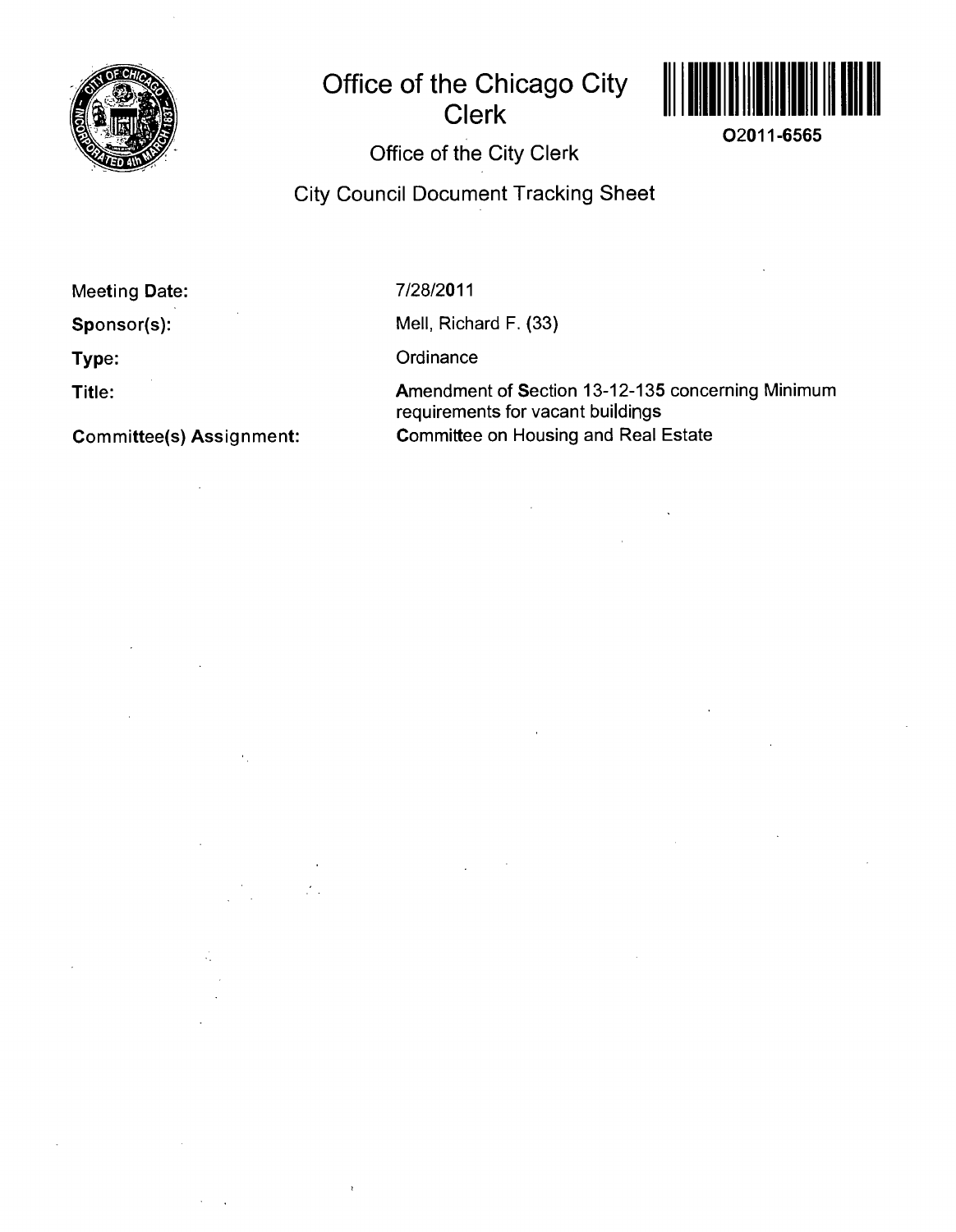# Office of the Chicago City Clerk

O2011-6565

## Office of the City Clerk

## City Council Document Tracking Sheet

| | |
|---|---|
| **Meeting Date:** | 7/28/2011 |
| **Sponsor(s):** | Mell, Richard F. (33) |
| **Type:** | Ordinance |
| **Title:** | Amendment of Section 13-12-135 concerning Minimum requirements for vacant buildings |
| **Committee(s) Assignment:** | Committee on Housing and Real Estate |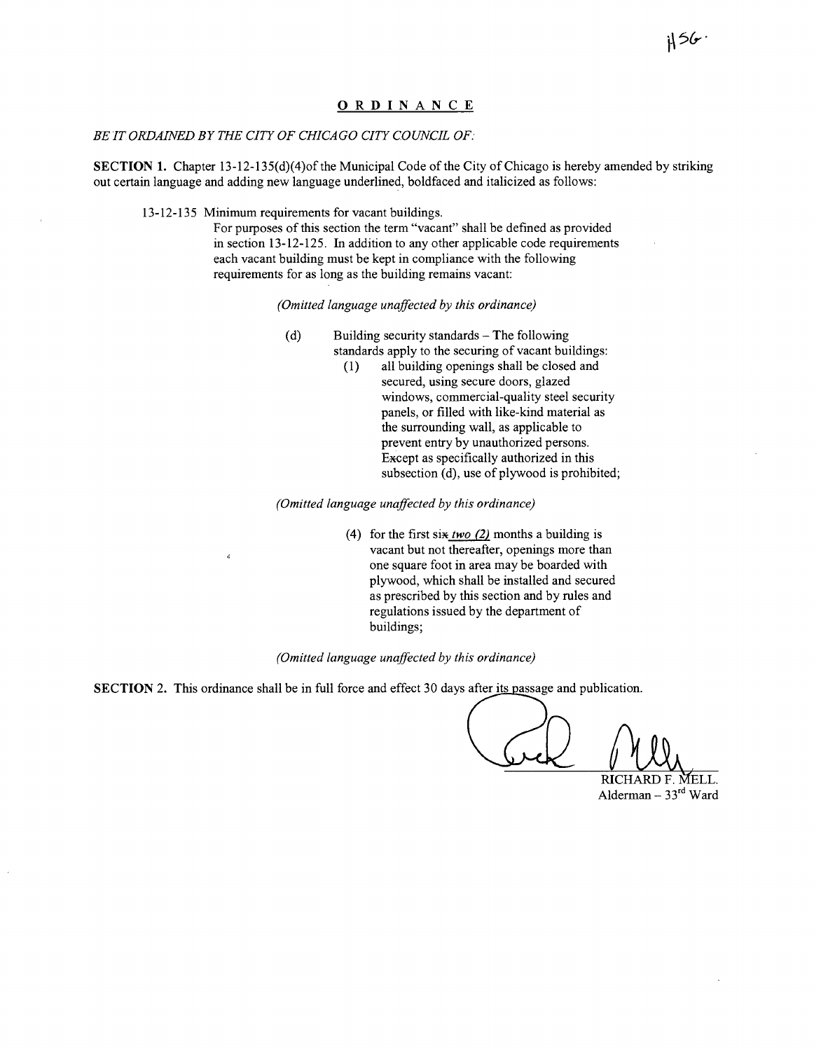# ORDINANCE

*BE IT ORDAINED BY THE CITY OF CHICAGO CITY COUNCIL OF:*

**SECTION 1.** Chapter 13-12-135(d)(4)of the Municipal Code of the City of Chicago is hereby amended by striking out certain language and adding new language underlined, boldfaced and italicized as follows:

13-12-135 Minimum requirements for vacant buildings.

For purposes of this section the term "vacant" shall be defined as provided in section 13-12-125. In addition to any other applicable code requirements each vacant building must be kept in compliance with the following requirements for as long as the building remains vacant:

*(Omitted language unaffected by this ordinance)*

(d) Building security standards – The following standards apply to the securing of vacant buildings:

(1) all building openings shall be closed and secured, using secure doors, glazed windows, commercial-quality steel security panels, or filled with like-kind material as the surrounding wall, as applicable to prevent entry by unauthorized persons. Except as specifically authorized in this subsection (d), use of plywood is prohibited;

*(Omitted language unaffected by this ordinance)*

(4) for the first ~~six~~ ***two (2)*** months a building is vacant but not thereafter, openings more than one square foot in area may be boarded with plywood, which shall be installed and secured as prescribed by this section and by rules and regulations issued by the department of buildings;

*(Omitted language unaffected by this ordinance)*

**SECTION 2.** This ordinance shall be in full force and effect 30 days after its passage and publication.

RICHARD F. MELL
Alderman – 33rd Ward